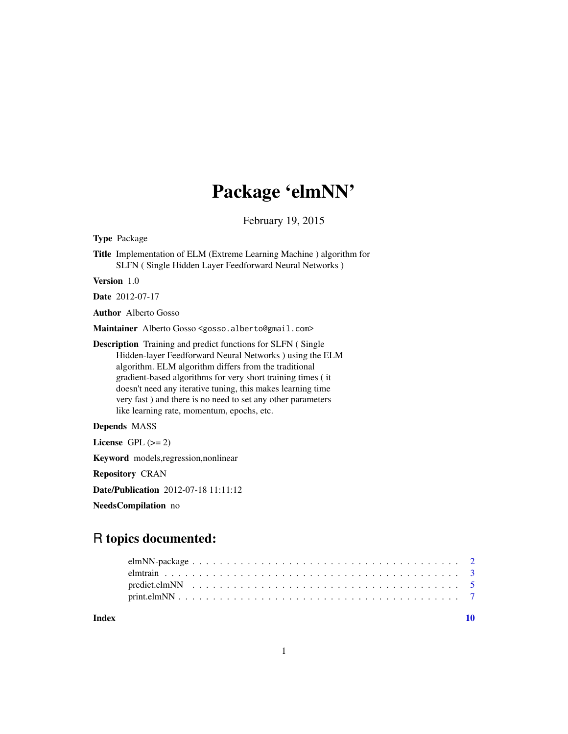# Package 'elmNN'

February 19, 2015

**Type** Package

**Title** Implementation of ELM (Extreme Learning Machine ) algorithm for SLFN ( Single Hidden Layer Feedforward Neural Networks )

**Version** 1.0

**Date** 2012-07-17

**Author** Alberto Gosso

**Maintainer** Alberto Gosso <gosso.alberto@gmail.com>

**Description** Training and predict functions for SLFN ( Single Hidden-layer Feedforward Neural Networks ) using the ELM algorithm. ELM algorithm differs from the traditional gradient-based algorithms for very short training times ( it doesn't need any iterative tuning, this makes learning time very fast ) and there is no need to set any other parameters like learning rate, momentum, epochs, etc.

**Depends** MASS

**License** GPL (>= 2)

**Keyword** models,regression,nonlinear

**Repository** CRAN

**Date/Publication** 2012-07-18 11:11:12

**NeedsCompilation** no

## R topics documented:

| | |
|---|---|
| elmNN-package | 2 |
| elmtrain | 3 |
| predict.elmNN | 5 |
| print.elmNN | 7 |
| **Index** | **10** |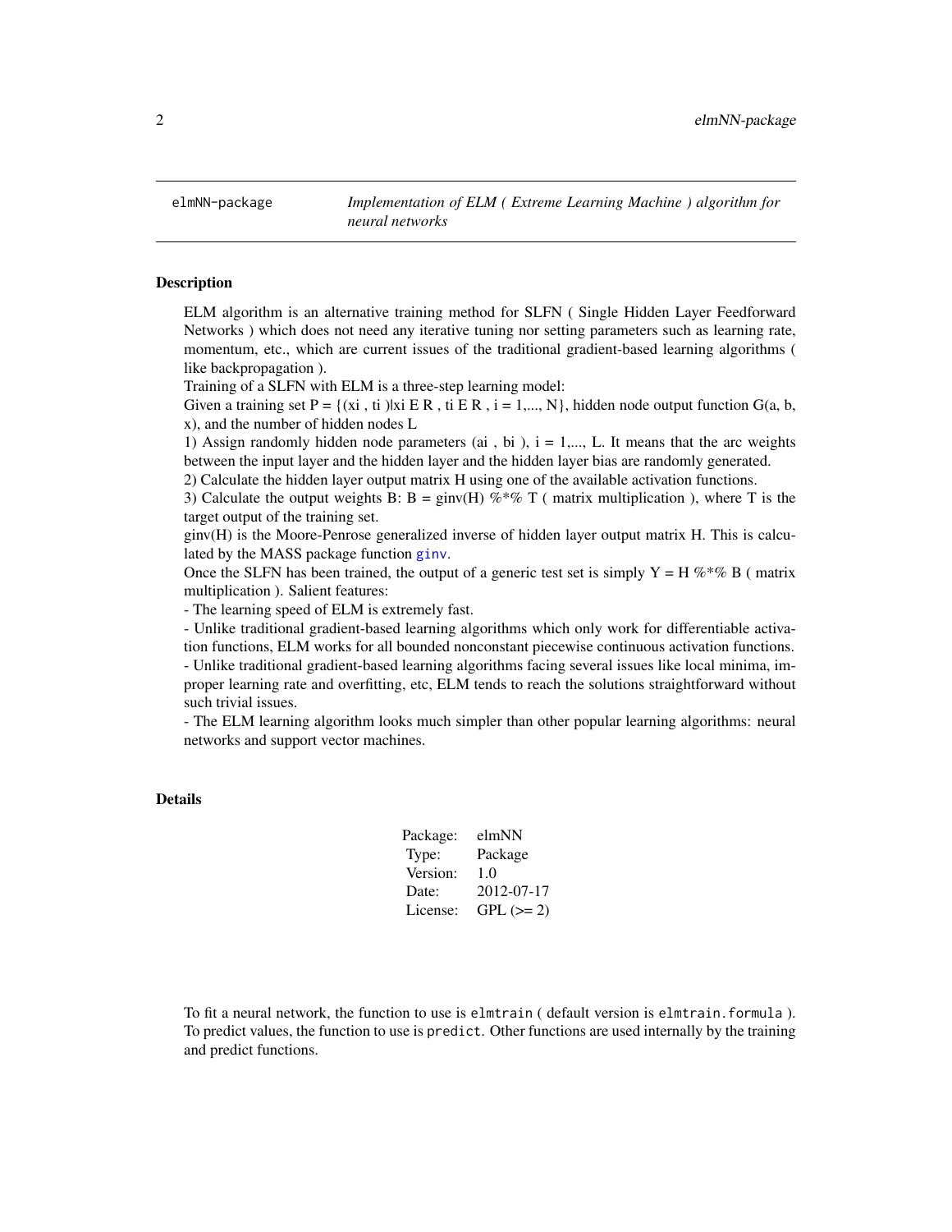# elmNN-package — *Implementation of ELM ( Extreme Learning Machine ) algorithm for neural networks*

## Description

ELM algorithm is an alternative training method for SLFN ( Single Hidden Layer Feedforward Networks ) which does not need any iterative tuning nor setting parameters such as learning rate, momentum, etc., which are current issues of the traditional gradient-based learning algorithms ( like backpropagation ).

Training of a SLFN with ELM is a three-step learning model:

Given a training set P = {(xi , ti )|xi E R , ti E R , i = 1,..., N}, hidden node output function G(a, b, x), and the number of hidden nodes L

1) Assign randomly hidden node parameters (ai , bi ), i = 1,..., L. It means that the arc weights between the input layer and the hidden layer and the hidden layer bias are randomly generated.

2) Calculate the hidden layer output matrix H using one of the available activation functions.

3) Calculate the output weights B: B = ginv(H) %*% T ( matrix multiplication ), where T is the target output of the training set.

ginv(H) is the Moore-Penrose generalized inverse of hidden layer output matrix H. This is calculated by the MASS package function `ginv`.

Once the SLFN has been trained, the output of a generic test set is simply Y = H %*% B ( matrix multiplication ). Salient features:

- The learning speed of ELM is extremely fast.

- Unlike traditional gradient-based learning algorithms which only work for differentiable activation functions, ELM works for all bounded nonconstant piecewise continuous activation functions.

- Unlike traditional gradient-based learning algorithms facing several issues like local minima, improper learning rate and overfitting, etc, ELM tends to reach the solutions straightforward without such trivial issues.

- The ELM learning algorithm looks much simpler than other popular learning algorithms: neural networks and support vector machines.

## Details

| | |
|---|---|
| Package: | elmNN |
| Type: | Package |
| Version: | 1.0 |
| Date: | 2012-07-17 |
| License: | GPL (>= 2) |

To fit a neural network, the function to use is `elmtrain` ( default version is `elmtrain.formula` ). To predict values, the function to use is `predict`. Other functions are used internally by the training and predict functions.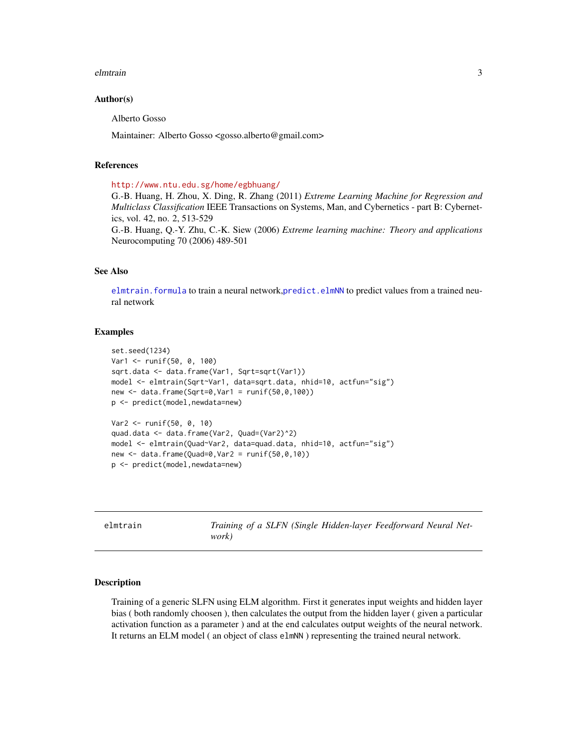### Author(s)

Alberto Gosso

Maintainer: Alberto Gosso <gosso.alberto@gmail.com>

### References

http://www.ntu.edu.sg/home/egbhuang/
G.-B. Huang, H. Zhou, X. Ding, R. Zhang (2011) *Extreme Learning Machine for Regression and Multiclass Classification* IEEE Transactions on Systems, Man, and Cybernetics - part B: Cybernetics, vol. 42, no. 2, 513-529
G.-B. Huang, Q.-Y. Zhu, C.-K. Siew (2006) *Extreme learning machine: Theory and applications* Neurocomputing 70 (2006) 489-501

### See Also

elmtrain.formula to train a neural network, predict.elmNN to predict values from a trained neural network

### Examples

```
set.seed(1234)
Var1 <- runif(50, 0, 100)
sqrt.data <- data.frame(Var1, Sqrt=sqrt(Var1))
model <- elmtrain(Sqrt~Var1, data=sqrt.data, nhid=10, actfun="sig")
new <- data.frame(Sqrt=0,Var1 = runif(50,0,100))
p <- predict(model,newdata=new)

Var2 <- runif(50, 0, 10)
quad.data <- data.frame(Var2, Quad=(Var2)^2)
model <- elmtrain(Quad~Var2, data=quad.data, nhid=10, actfun="sig")
new <- data.frame(Quad=0,Var2 = runif(50,0,10))
p <- predict(model,newdata=new)
```

---

## elmtrain — *Training of a SLFN (Single Hidden-layer Feedforward Neural Network)*

### Description

Training of a generic SLFN using ELM algorithm. First it generates input weights and hidden layer bias ( both randomly choosen ), then calculates the output from the hidden layer ( given a particular activation function as a parameter ) and at the end calculates output weights of the neural network. It returns an ELM model ( an object of class elmNN ) representing the trained neural network.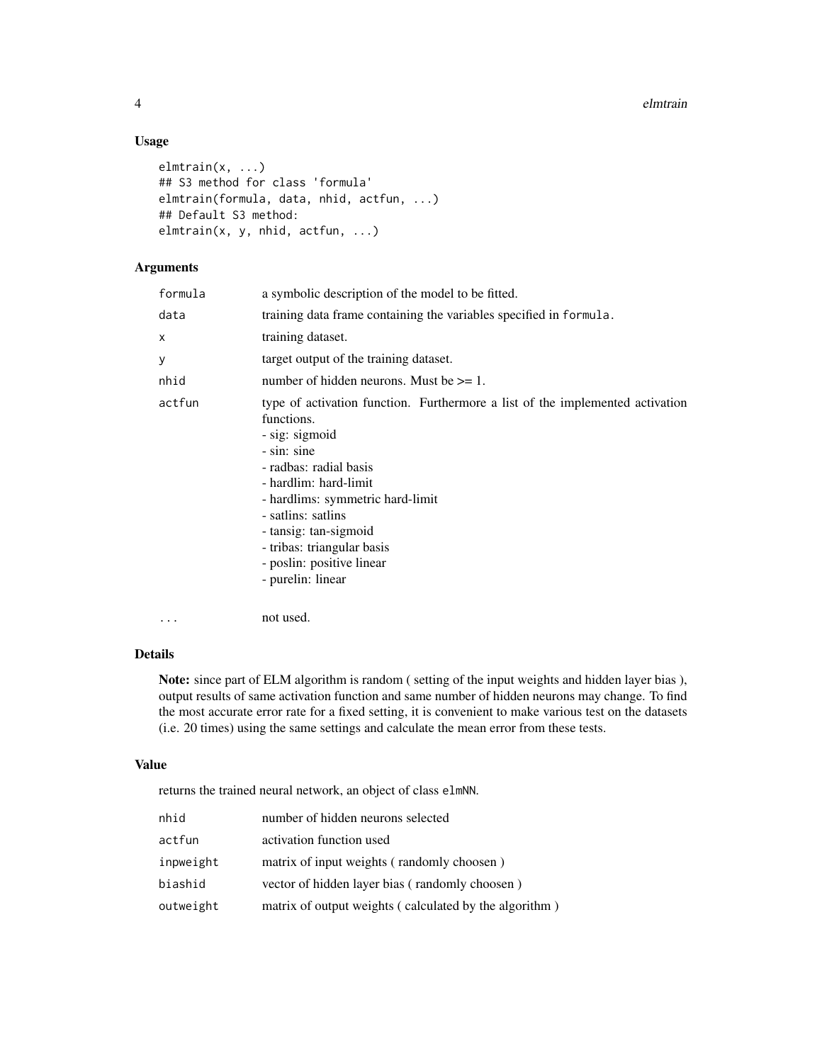## Usage

```
elmtrain(x, ...)
## S3 method for class 'formula'
elmtrain(formula, data, nhid, actfun, ...)
## Default S3 method:
elmtrain(x, y, nhid, actfun, ...)
```

## Arguments

| | |
|---|---|
| formula | a symbolic description of the model to be fitted. |
| data | training data frame containing the variables specified in formula. |
| x | training dataset. |
| y | target output of the training dataset. |
| nhid | number of hidden neurons. Must be >= 1. |
| actfun | type of activation function. Furthermore a list of the implemented activation functions.<br>- sig: sigmoid<br>- sin: sine<br>- radbas: radial basis<br>- hardlim: hard-limit<br>- hardlims: symmetric hard-limit<br>- satlins: satlins<br>- tansig: tan-sigmoid<br>- tribas: triangular basis<br>- poslin: positive linear<br>- purelin: linear |
| ... | not used. |

## Details

**Note:** since part of ELM algorithm is random ( setting of the input weights and hidden layer bias ), output results of same activation function and same number of hidden neurons may change. To find the most accurate error rate for a fixed setting, it is convenient to make various test on the datasets (i.e. 20 times) using the same settings and calculate the mean error from these tests.

## Value

returns the trained neural network, an object of class elmNN.

| | |
|---|---|
| nhid | number of hidden neurons selected |
| actfun | activation function used |
| inpweight | matrix of input weights ( randomly choosen ) |
| biashid | vector of hidden layer bias ( randomly choosen ) |
| outweight | matrix of output weights ( calculated by the algorithm ) |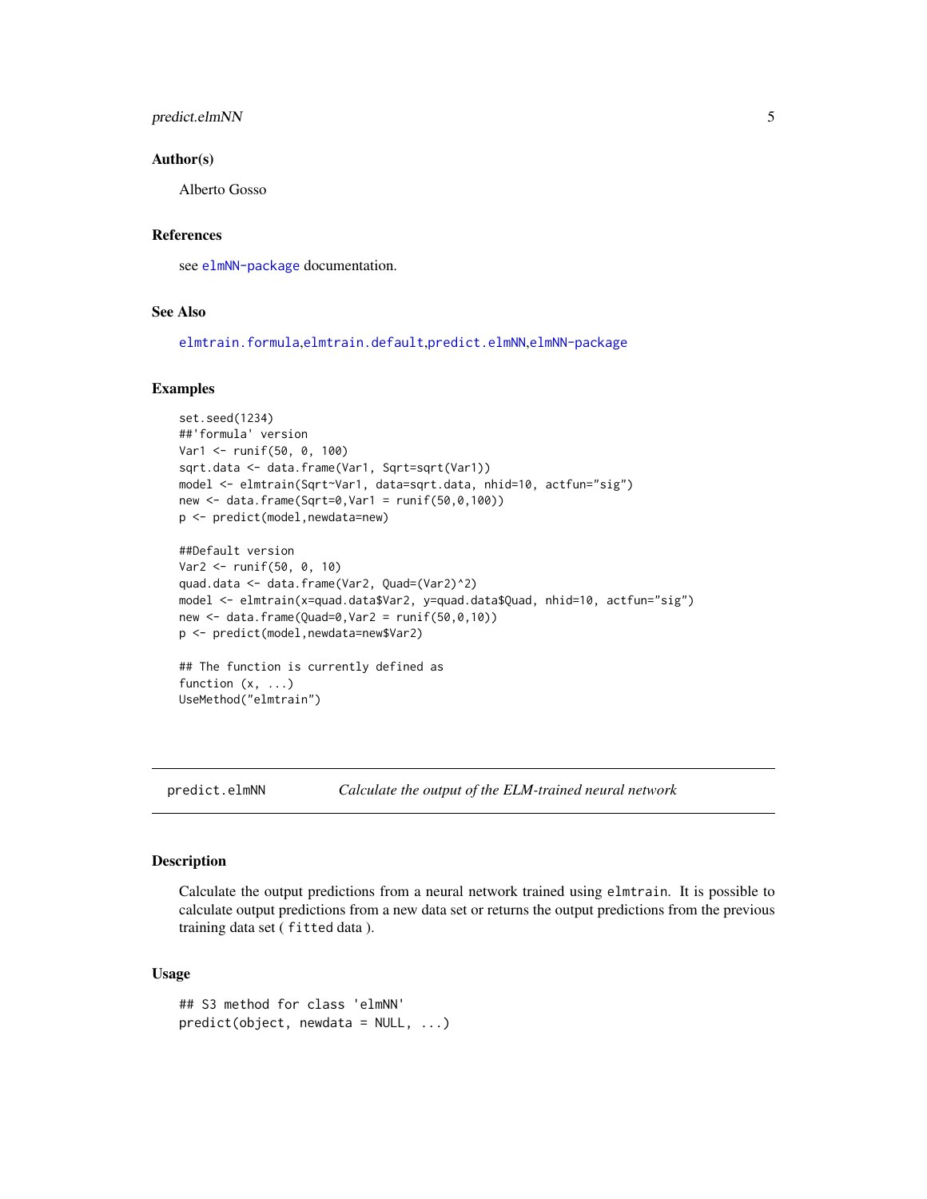### Author(s)

Alberto Gosso

### References

see elmNN-package documentation.

### See Also

elmtrain.formula,elmtrain.default,predict.elmNN,elmNN-package

### Examples

```
set.seed(1234)
##'formula' version
Var1 <- runif(50, 0, 100)
sqrt.data <- data.frame(Var1, Sqrt=sqrt(Var1))
model <- elmtrain(Sqrt~Var1, data=sqrt.data, nhid=10, actfun="sig")
new <- data.frame(Sqrt=0,Var1 = runif(50,0,100))
p <- predict(model,newdata=new)

##Default version
Var2 <- runif(50, 0, 10)
quad.data <- data.frame(Var2, Quad=(Var2)^2)
model <- elmtrain(x=quad.data$Var2, y=quad.data$Quad, nhid=10, actfun="sig")
new <- data.frame(Quad=0,Var2 = runif(50,0,10))
p <- predict(model,newdata=new$Var2)

## The function is currently defined as
function (x, ...)
UseMethod("elmtrain")
```

---

## predict.elmNN — *Calculate the output of the ELM-trained neural network*

### Description

Calculate the output predictions from a neural network trained using `elmtrain`. It is possible to calculate output predictions from a new data set or returns the output predictions from the previous training data set ( `fitted` data ).

### Usage

```
## S3 method for class 'elmNN'
predict(object, newdata = NULL, ...)
```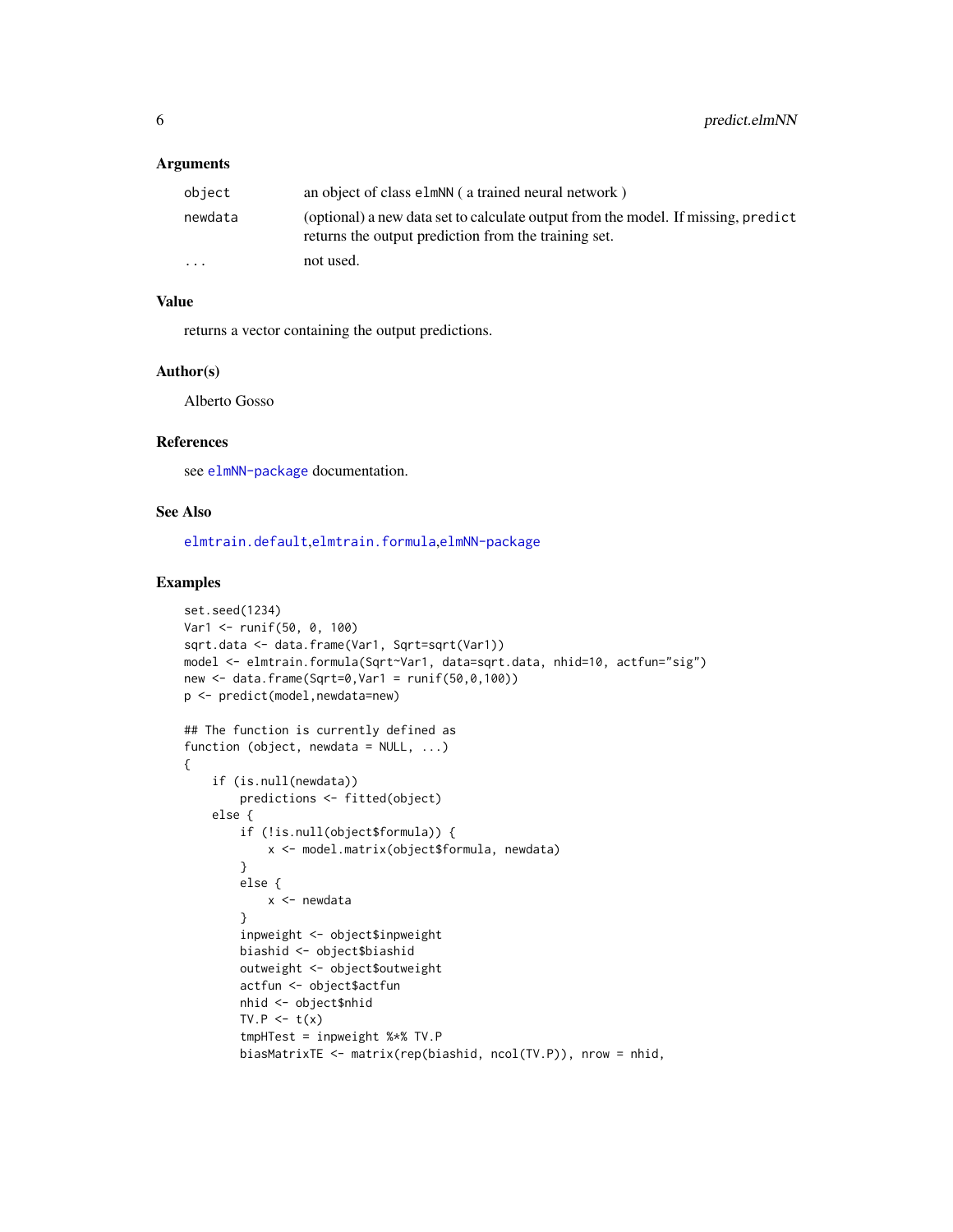### Arguments

| | |
|---|---|
| `object` | an object of class `elmNN` ( a trained neural network ) |
| `newdata` | (optional) a new data set to calculate output from the model. If missing, `predict` returns the output prediction from the training set. |
| `...` | not used. |

### Value

returns a vector containing the output predictions.

### Author(s)

Alberto Gosso

### References

see `elmNN-package` documentation.

### See Also

`elmtrain.default`,`elmtrain.formula`,`elmNN-package`

### Examples

```
set.seed(1234)
Var1 <- runif(50, 0, 100)
sqrt.data <- data.frame(Var1, Sqrt=sqrt(Var1))
model <- elmtrain.formula(Sqrt~Var1, data=sqrt.data, nhid=10, actfun="sig")
new <- data.frame(Sqrt=0,Var1 = runif(50,0,100))
p <- predict(model,newdata=new)

## The function is currently defined as
function (object, newdata = NULL, ...)
{
    if (is.null(newdata))
        predictions <- fitted(object)
    else {
        if (!is.null(object$formula)) {
            x <- model.matrix(object$formula, newdata)
        }
        else {
            x <- newdata
        }
        inpweight <- object$inpweight
        biashid <- object$biashid
        outweight <- object$outweight
        actfun <- object$actfun
        nhid <- object$nhid
        TV.P <- t(x)
        tmpHTest = inpweight %*% TV.P
        biasMatrixTE <- matrix(rep(biashid, ncol(TV.P)), nrow = nhid,
```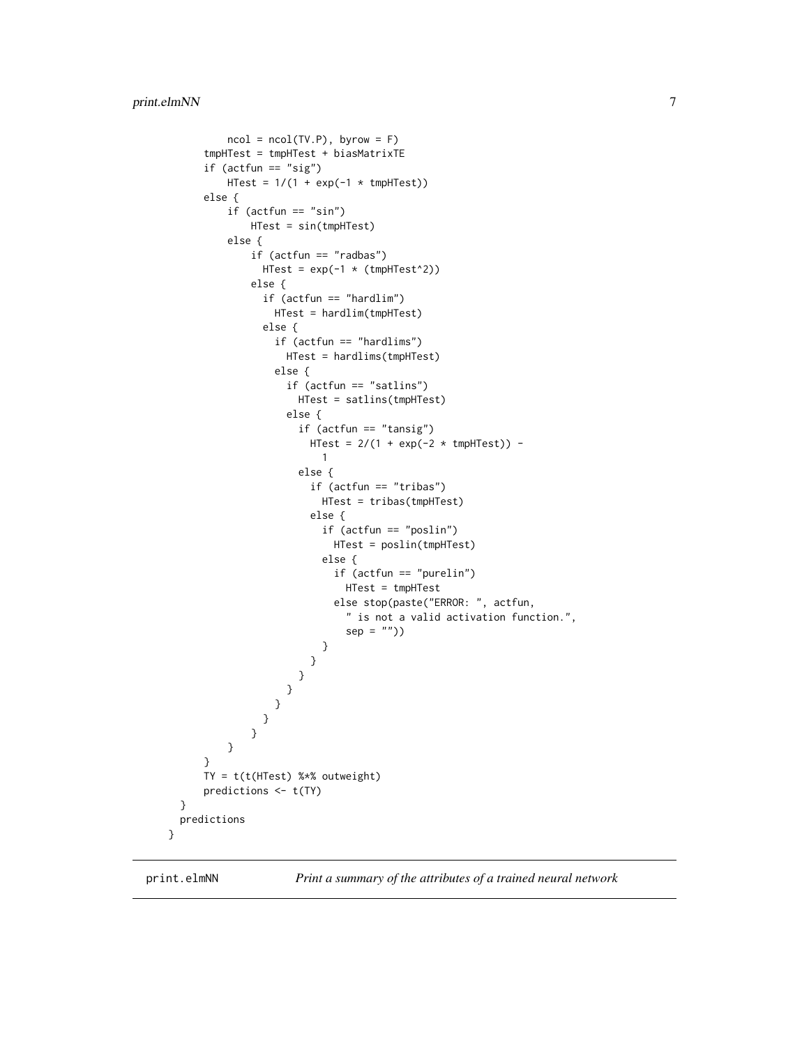```
            ncol = ncol(TV.P), byrow = F)
        tmpHTest = tmpHTest + biasMatrixTE
        if (actfun == "sig")
            HTest = 1/(1 + exp(-1 * tmpHTest))
        else {
            if (actfun == "sin")
                HTest = sin(tmpHTest)
            else {
                if (actfun == "radbas")
                  HTest = exp(-1 * (tmpHTest^2))
                else {
                  if (actfun == "hardlim")
                    HTest = hardlim(tmpHTest)
                  else {
                    if (actfun == "hardlims")
                      HTest = hardlims(tmpHTest)
                    else {
                      if (actfun == "satlins")
                        HTest = satlins(tmpHTest)
                      else {
                        if (actfun == "tansig")
                          HTest = 2/(1 + exp(-2 * tmpHTest)) -
                            1
                        else {
                          if (actfun == "tribas")
                            HTest = tribas(tmpHTest)
                          else {
                            if (actfun == "poslin")
                              HTest = poslin(tmpHTest)
                            else {
                              if (actfun == "purelin")
                                HTest = tmpHTest
                              else stop(paste("ERROR: ", actfun,
                                " is not a valid activation function.",
                                sep = ""))
                            }
                          }
                        }
                      }
                    }
                  }
                }
            }
        }
        TY = t(t(HTest) %*% outweight)
        predictions <- t(TY)
    }
    predictions
}
```

---

print.elmNN *Print a summary of the attributes of a trained neural network*

---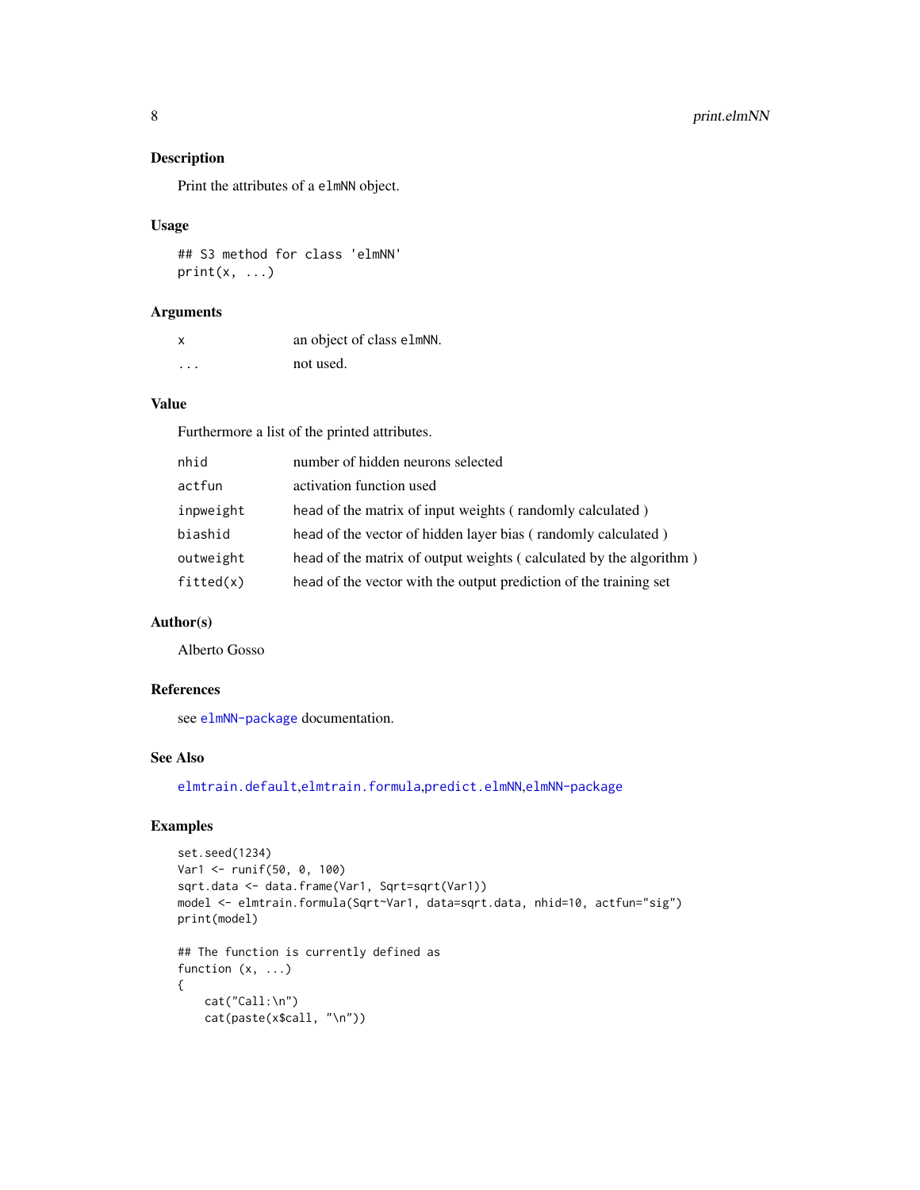### Description

Print the attributes of a `elmNN` object.

### Usage

```
## S3 method for class 'elmNN'
print(x, ...)
```

### Arguments

| | |
|---|---|
| `x` | an object of class `elmNN`. |
| `...` | not used. |

### Value

Furthermore a list of the printed attributes.

| | |
|---|---|
| `nhid` | number of hidden neurons selected |
| `actfun` | activation function used |
| `inpweight` | head of the matrix of input weights ( randomly calculated ) |
| `biashid` | head of the vector of hidden layer bias ( randomly calculated ) |
| `outweight` | head of the matrix of output weights ( calculated by the algorithm ) |
| `fitted(x)` | head of the vector with the output prediction of the training set |

### Author(s)

Alberto Gosso

### References

see `elmNN-package` documentation.

### See Also

`elmtrain.default`,`elmtrain.formula`,`predict.elmNN`,`elmNN-package`

### Examples

```
set.seed(1234)
Var1 <- runif(50, 0, 100)
sqrt.data <- data.frame(Var1, Sqrt=sqrt(Var1))
model <- elmtrain.formula(Sqrt~Var1, data=sqrt.data, nhid=10, actfun="sig")
print(model)

## The function is currently defined as
function (x, ...)
{
    cat("Call:\n")
    cat(paste(x$call, "\n"))
```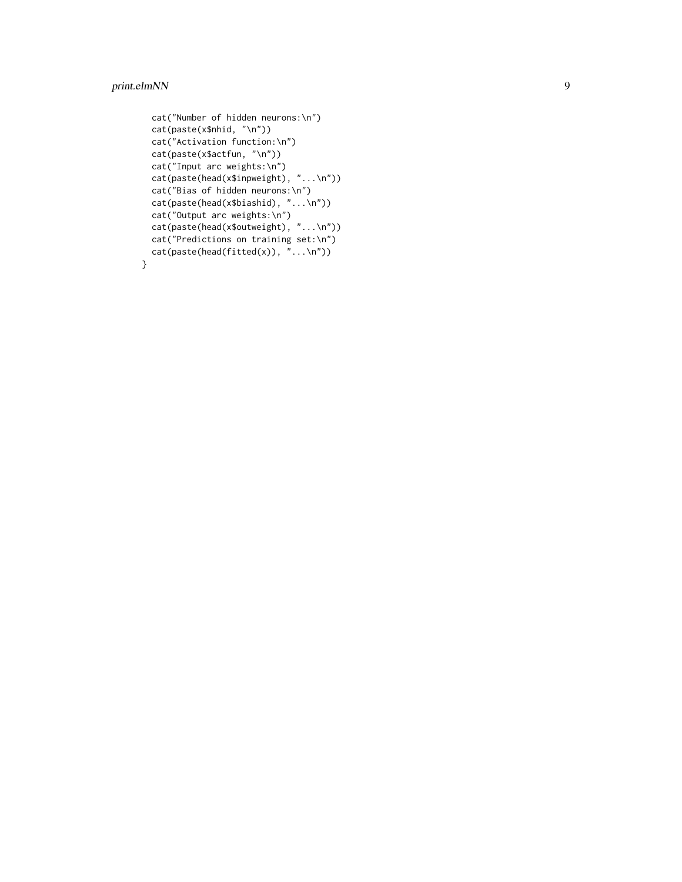```
  cat("Number of hidden neurons:\n")
  cat(paste(x$nhid, "\n"))
  cat("Activation function:\n")
  cat(paste(x$actfun, "\n"))
  cat("Input arc weights:\n")
  cat(paste(head(x$inpweight), "...\n"))
  cat("Bias of hidden neurons:\n")
  cat(paste(head(x$biashid), "...\n"))
  cat("Output arc weights:\n")
  cat(paste(head(x$outweight), "...\n"))
  cat("Predictions on training set:\n")
  cat(paste(head(fitted(x)), "...\n"))
}
```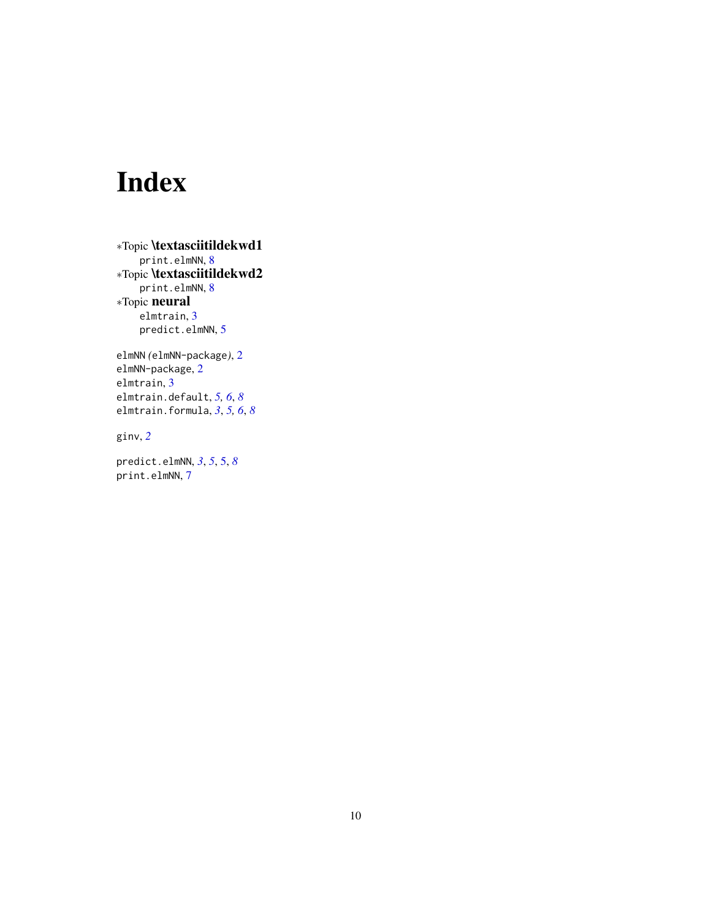# Index

∗Topic **\textasciitildekwd1**
    `print.elmNN`, 8
∗Topic **\textasciitildekwd2**
    `print.elmNN`, 8
∗Topic **neural**
    `elmtrain`, 3
    `predict.elmNN`, 5

`elmNN` *(*`elmNN-package`*)*, 2
`elmNN-package`, 2
`elmtrain`, 3
`elmtrain.default`, *5, 6*, *8*
`elmtrain.formula`, *3*, *5, 6*, *8*

`ginv`, *2*

`predict.elmNN`, *3*, *5*, 5, *8*
`print.elmNN`, 7